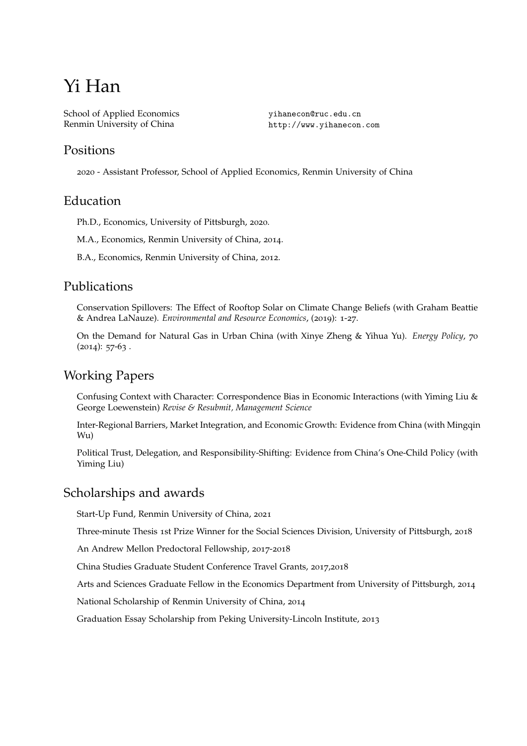# Yi Han

School of Applied Economics
Renmin University of China

yihanecon@ruc.edu.cn
http://www.yihanecon.com

## Positions

2020 - Assistant Professor, School of Applied Economics, Renmin University of China

## Education

Ph.D., Economics, University of Pittsburgh, 2020.

M.A., Economics, Renmin University of China, 2014.

B.A., Economics, Renmin University of China, 2012.

## Publications

Conservation Spillovers: The Effect of Rooftop Solar on Climate Change Beliefs (with Graham Beattie & Andrea LaNauze). *Environmental and Resource Economics*, (2019): 1-27.

On the Demand for Natural Gas in Urban China (with Xinye Zheng & Yihua Yu). *Energy Policy*, 70 (2014): 57-63 .

## Working Papers

Confusing Context with Character: Correspondence Bias in Economic Interactions (with Yiming Liu & George Loewenstein) *Revise & Resubmit, Management Science*

Inter-Regional Barriers, Market Integration, and Economic Growth: Evidence from China (with Mingqin Wu)

Political Trust, Delegation, and Responsibility-Shifting: Evidence from China's One-Child Policy (with Yiming Liu)

## Scholarships and awards

Start-Up Fund, Renmin University of China, 2021

Three-minute Thesis 1st Prize Winner for the Social Sciences Division, University of Pittsburgh, 2018

An Andrew Mellon Predoctoral Fellowship, 2017-2018

China Studies Graduate Student Conference Travel Grants, 2017,2018

Arts and Sciences Graduate Fellow in the Economics Department from University of Pittsburgh, 2014

National Scholarship of Renmin University of China, 2014

Graduation Essay Scholarship from Peking University-Lincoln Institute, 2013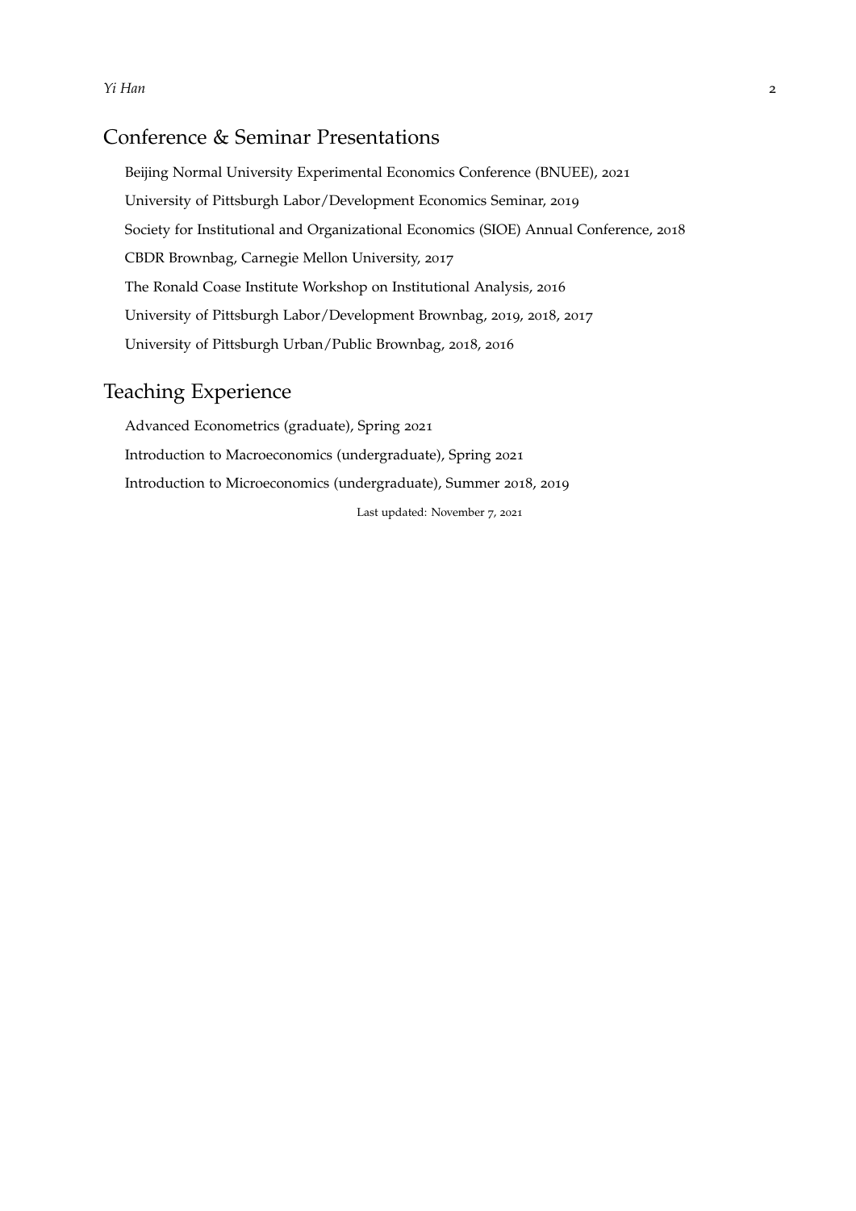## Conference & Seminar Presentations

Beijing Normal University Experimental Economics Conference (BNUEE), 2021

University of Pittsburgh Labor/Development Economics Seminar, 2019

Society for Institutional and Organizational Economics (SIOE) Annual Conference, 2018

CBDR Brownbag, Carnegie Mellon University, 2017

The Ronald Coase Institute Workshop on Institutional Analysis, 2016

University of Pittsburgh Labor/Development Brownbag, 2019, 2018, 2017

University of Pittsburgh Urban/Public Brownbag, 2018, 2016

## Teaching Experience

Advanced Econometrics (graduate), Spring 2021

Introduction to Macroeconomics (undergraduate), Spring 2021

Introduction to Microeconomics (undergraduate), Summer 2018, 2019

Last updated: November 7, 2021